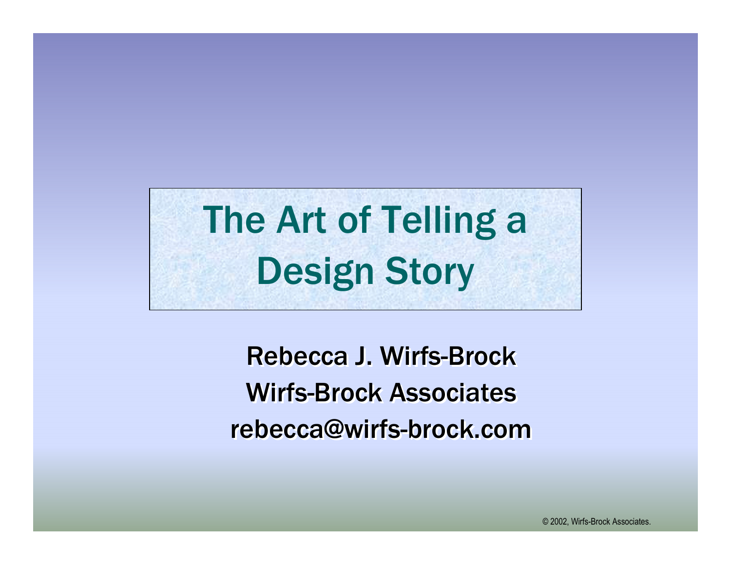# The Art of Telling a Design Story

**Rebecca J. Wirfs-Brock**

**Wirfs-Brock Associates**

**rebecca@wirfs-brock.com**

© 2002, Wirfs-Brock Associates.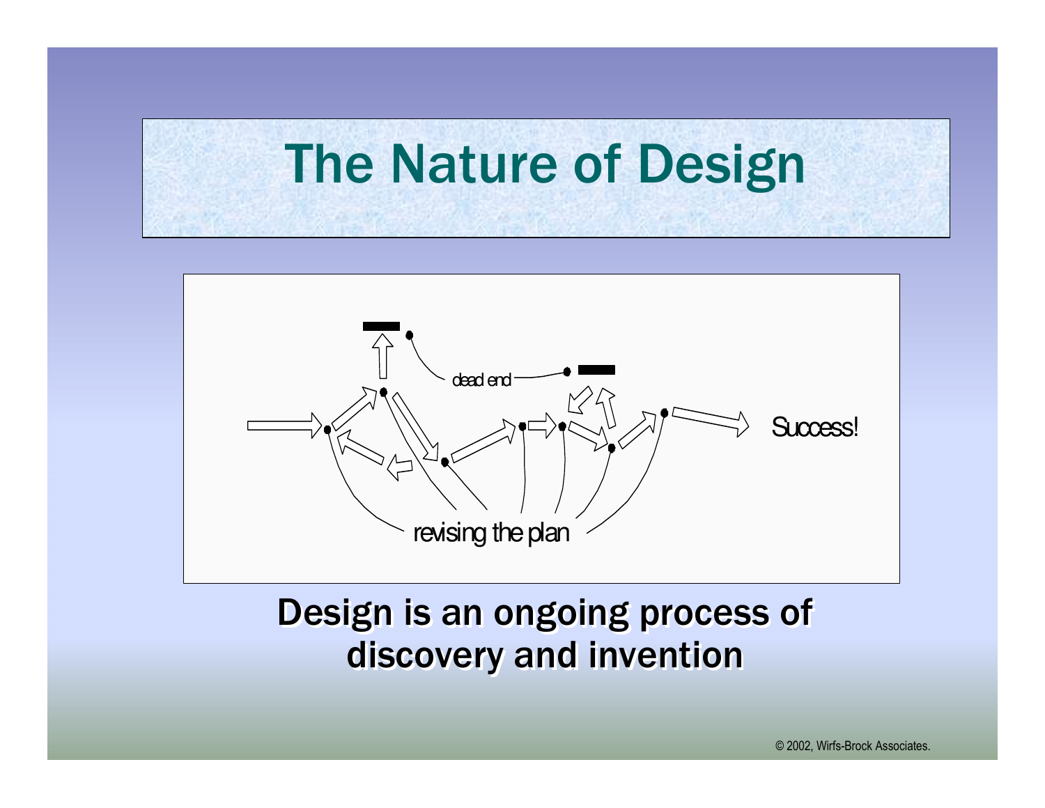# The Nature of Design

dead end

Success!

revising the plan

**Design is an ongoing process of discovery and invention**

© 2002, Wirfs-Brock Associates.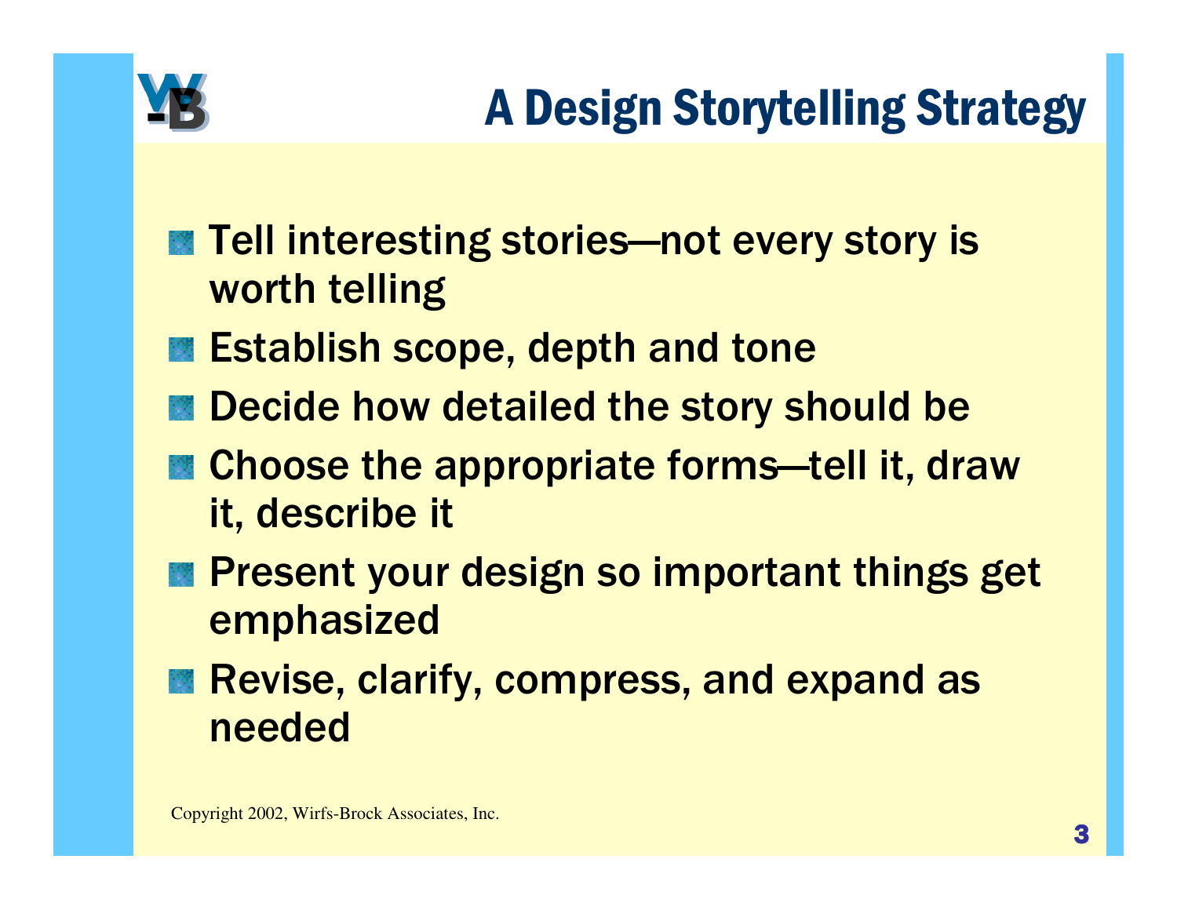# A Design Storytelling Strategy

- Tell interesting stories—not every story is worth telling
- Establish scope, depth and tone
- Decide how detailed the story should be
- Choose the appropriate forms—tell it, draw it, describe it
- Present your design so important things get emphasized
- Revise, clarify, compress, and expand as needed

Copyright 2002, Wirfs-Brock Associates, Inc.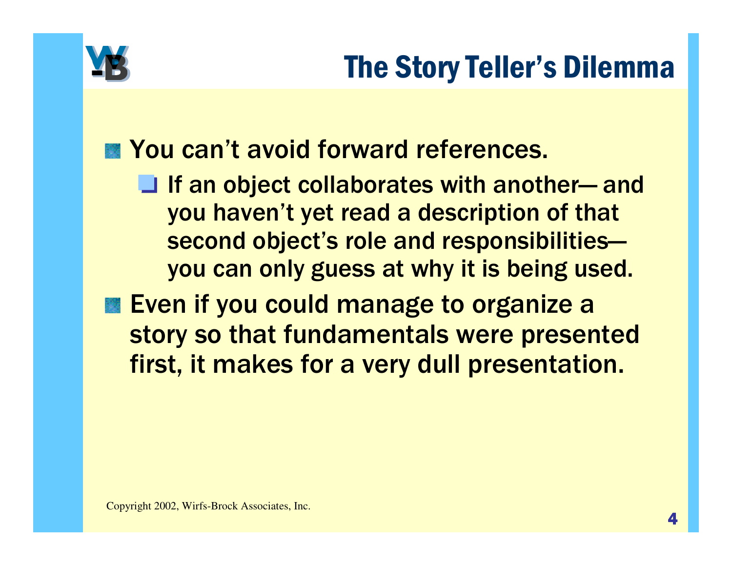# The Story Teller's Dilemma

- You can't avoid forward references.
  - If an object collaborates with another— and you haven't yet read a description of that second object's role and responsibilities— you can only guess at why it is being used.
- Even if you could manage to organize a story so that fundamentals were presented first, it makes for a very dull presentation.

Copyright 2002, Wirfs-Brock Associates, Inc.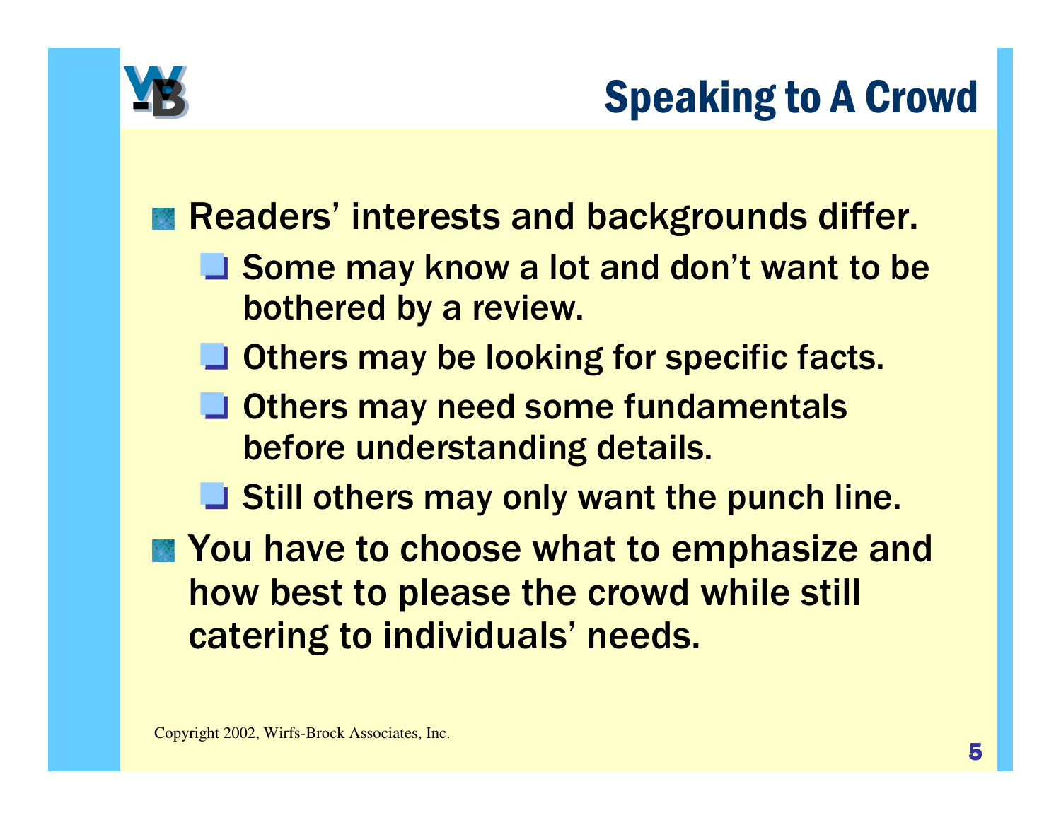# Speaking to A Crowd

- Readers' interests and backgrounds differ.
  - Some may know a lot and don't want to be bothered by a review.
  - Others may be looking for specific facts.
  - Others may need some fundamentals before understanding details.
  - Still others may only want the punch line.
- You have to choose what to emphasize and how best to please the crowd while still catering to individuals' needs.

Copyright 2002, Wirfs-Brock Associates, Inc.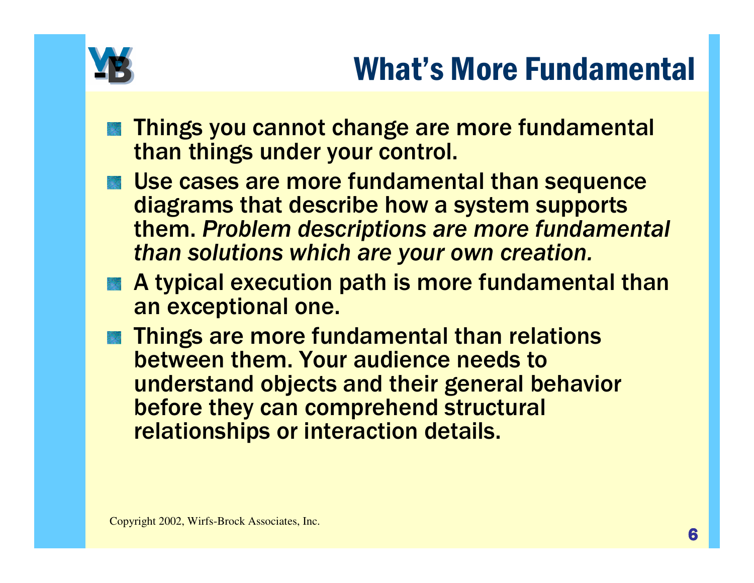# What's More Fundamental

- Things you cannot change are more fundamental than things under your control.
- Use cases are more fundamental than sequence diagrams that describe how a system supports them. *Problem descriptions are more fundamental than solutions which are your own creation.*
- A typical execution path is more fundamental than an exceptional one.
- Things are more fundamental than relations between them. Your audience needs to understand objects and their general behavior before they can comprehend structural relationships or interaction details.

Copyright 2002, Wirfs-Brock Associates, Inc.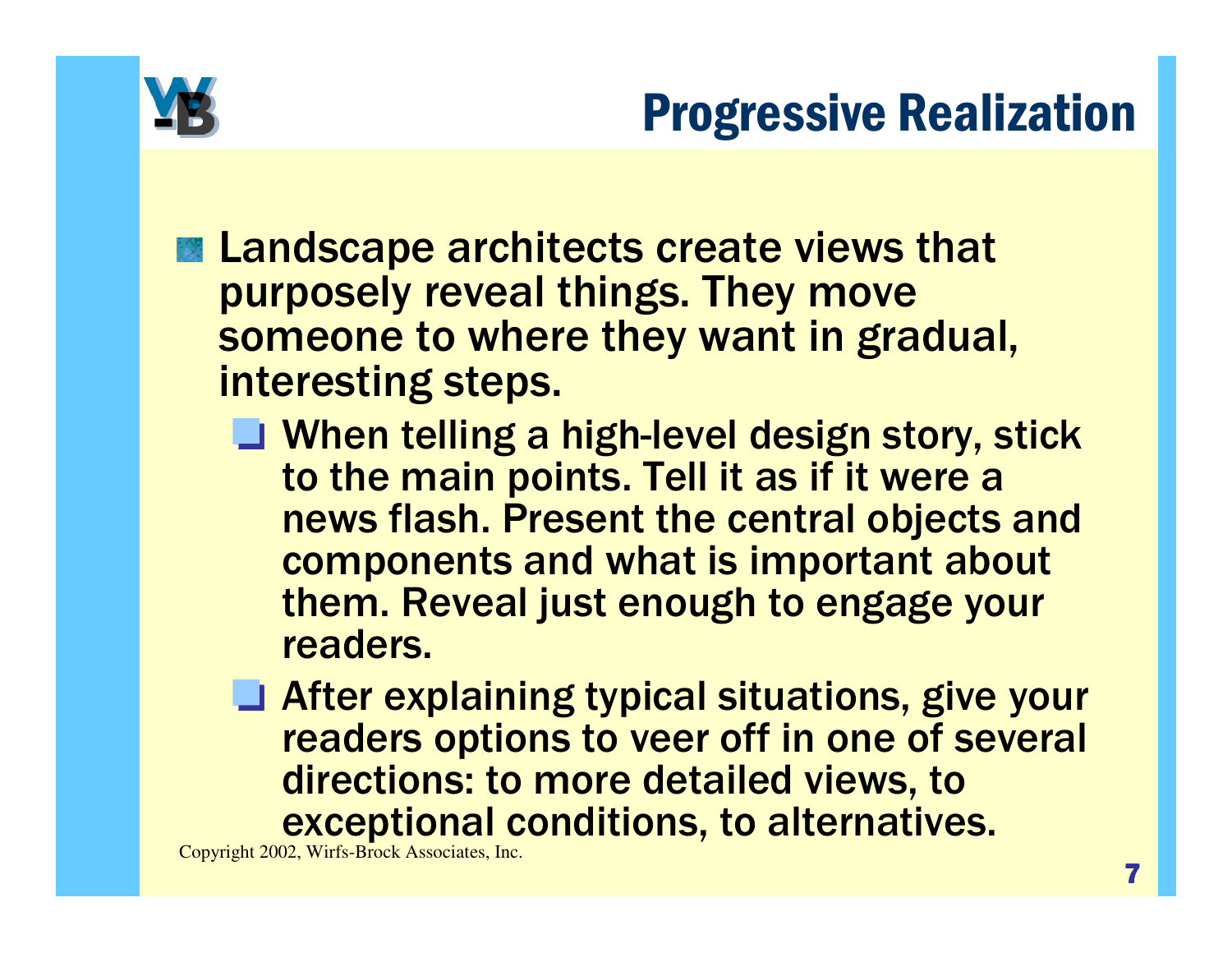# Progressive Realization

- Landscape architects create views that purposely reveal things. They move someone to where they want in gradual, interesting steps.
  - When telling a high-level design story, stick to the main points. Tell it as if it were a news flash. Present the central objects and components and what is important about them. Reveal just enough to engage your readers.
  - After explaining typical situations, give your readers options to veer off in one of several directions: to more detailed views, to exceptional conditions, to alternatives.

Copyright 2002, Wirfs-Brock Associates, Inc.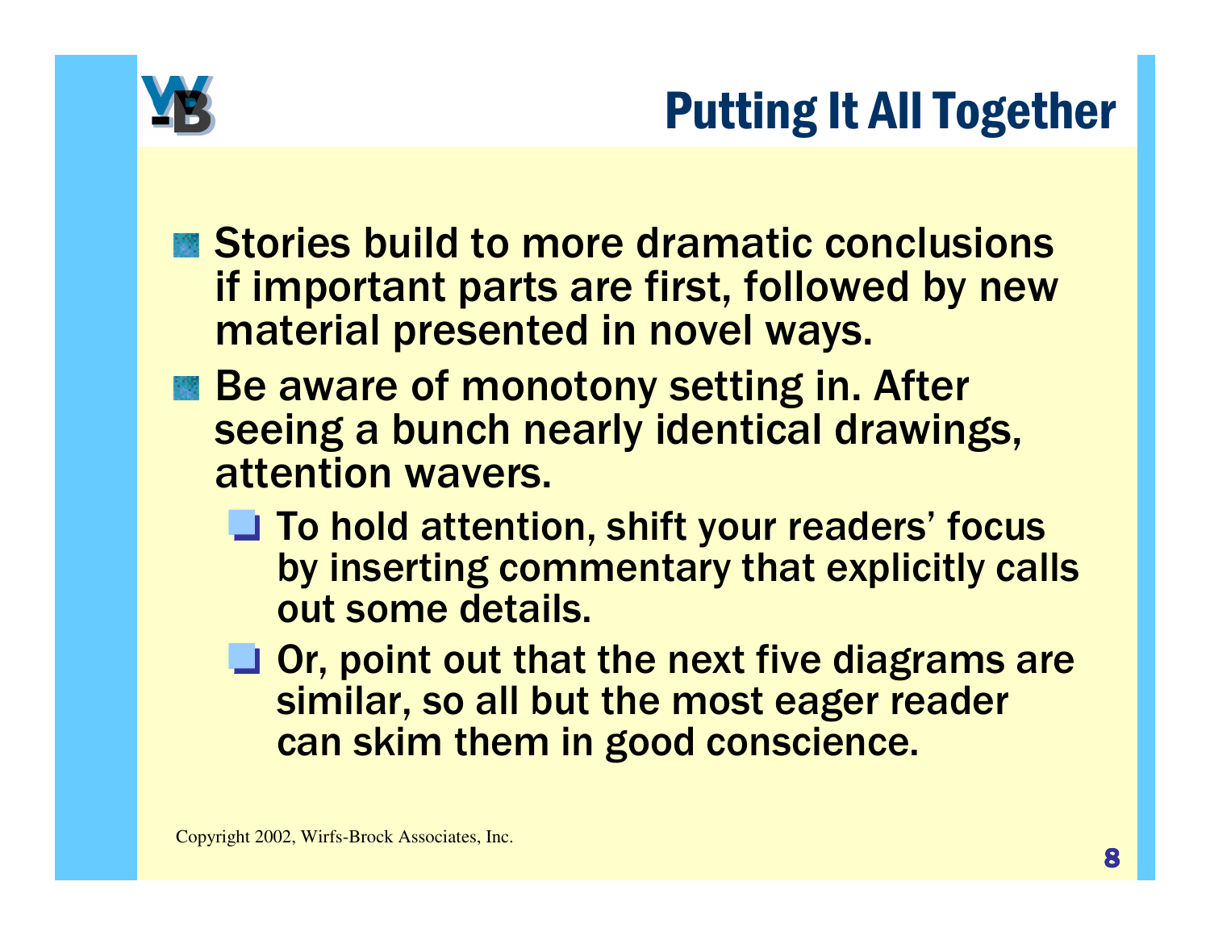# Putting It All Together

- Stories build to more dramatic conclusions if important parts are first, followed by new material presented in novel ways.
- Be aware of monotony setting in. After seeing a bunch nearly identical drawings, attention wavers.
  - To hold attention, shift your readers' focus by inserting commentary that explicitly calls out some details.
  - Or, point out that the next five diagrams are similar, so all but the most eager reader can skim them in good conscience.

Copyright 2002, Wirfs-Brock Associates, Inc.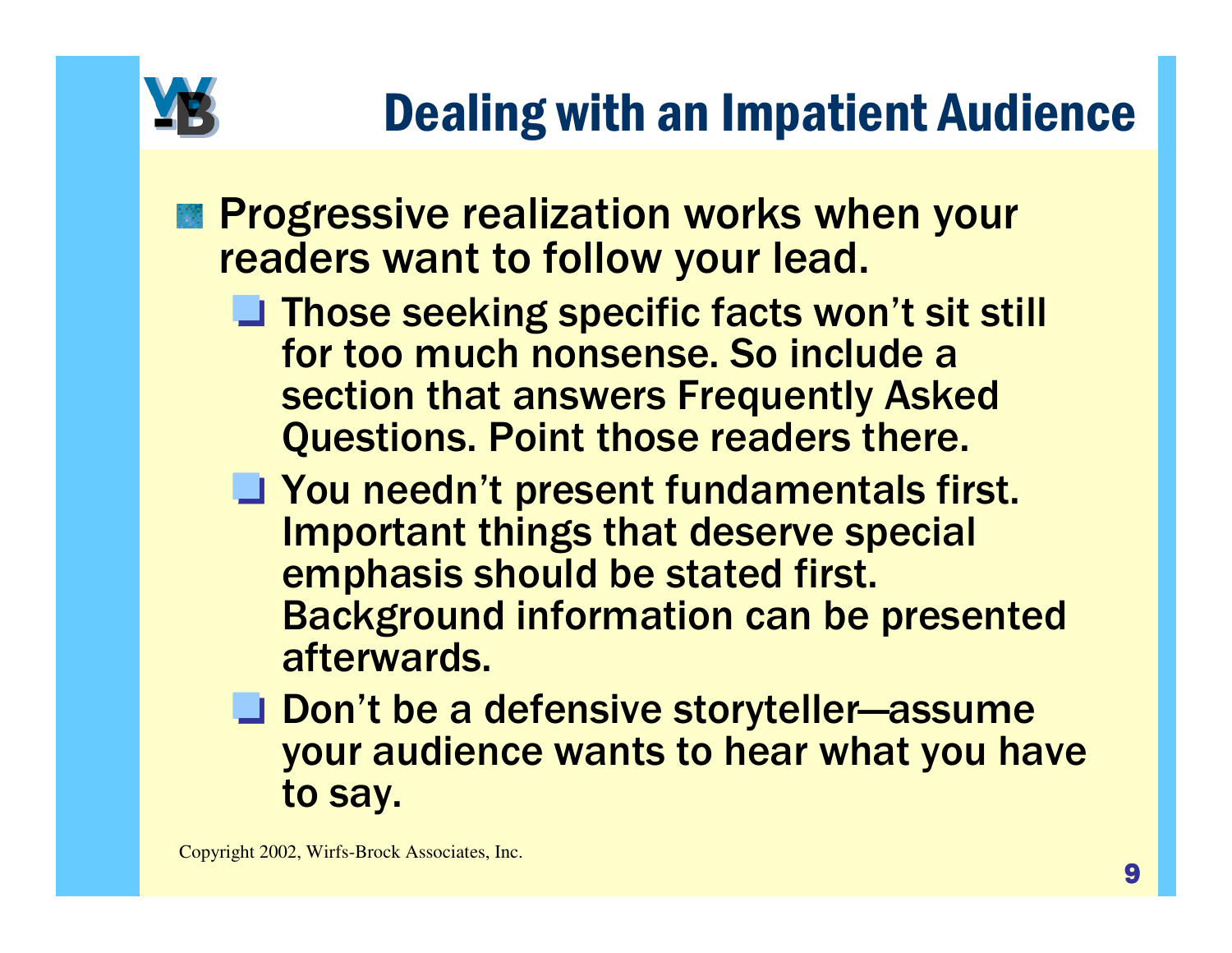# Dealing with an Impatient Audience

- Progressive realization works when your readers want to follow your lead.
  - Those seeking specific facts won't sit still for too much nonsense. So include a section that answers Frequently Asked Questions. Point those readers there.
  - You needn't present fundamentals first. Important things that deserve special emphasis should be stated first. Background information can be presented afterwards.
  - Don't be a defensive storyteller—assume your audience wants to hear what you have to say.

Copyright 2002, Wirfs-Brock Associates, Inc.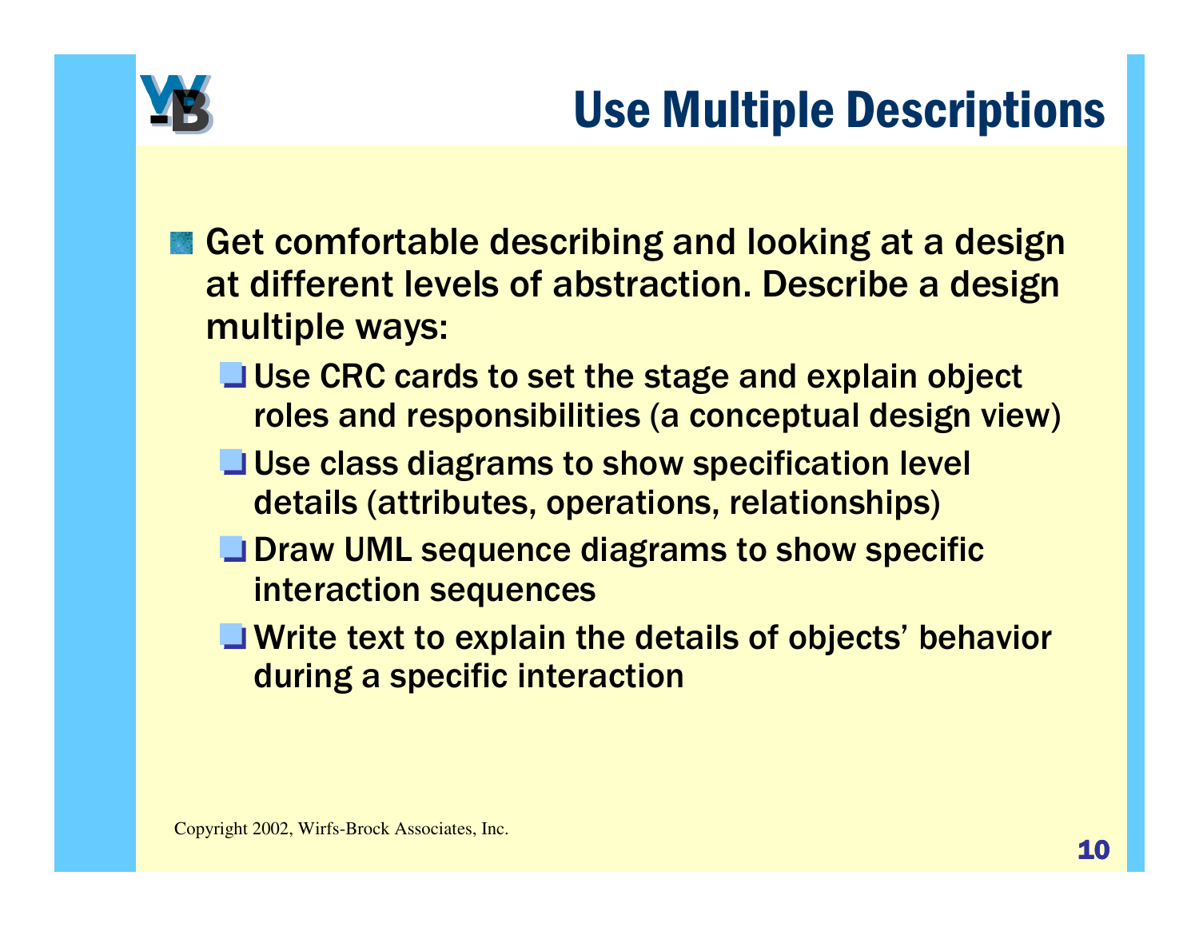# Use Multiple Descriptions

- Get comfortable describing and looking at a design at different levels of abstraction. Describe a design multiple ways:
  - Use CRC cards to set the stage and explain object roles and responsibilities (a conceptual design view)
  - Use class diagrams to show specification level details (attributes, operations, relationships)
  - Draw UML sequence diagrams to show specific interaction sequences
  - Write text to explain the details of objects' behavior during a specific interaction

Copyright 2002, Wirfs-Brock Associates, Inc.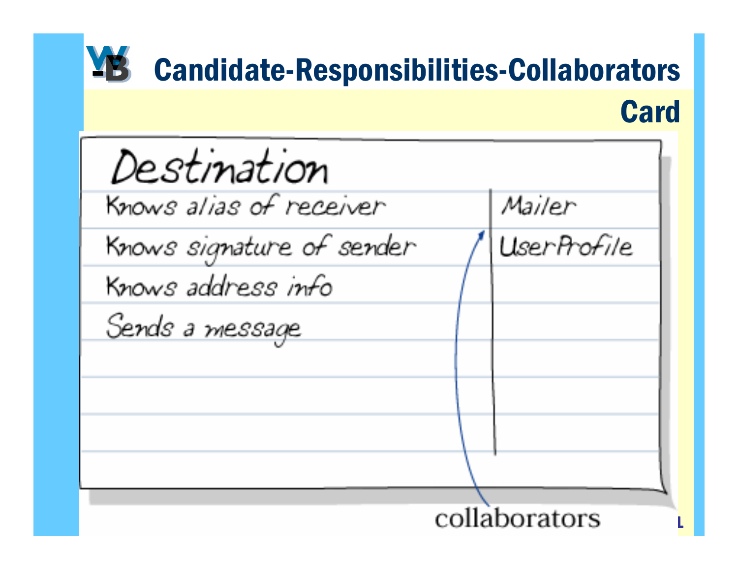# Candidate-Responsibilities-Collaborators Card

## Destination

| Responsibilities | Collaborators |
| --- | --- |
| Knows alias of receiver | Mailer |
| Knows signature of sender | UserProfile |
| Knows address info | |
| Sends a message | |

collaborators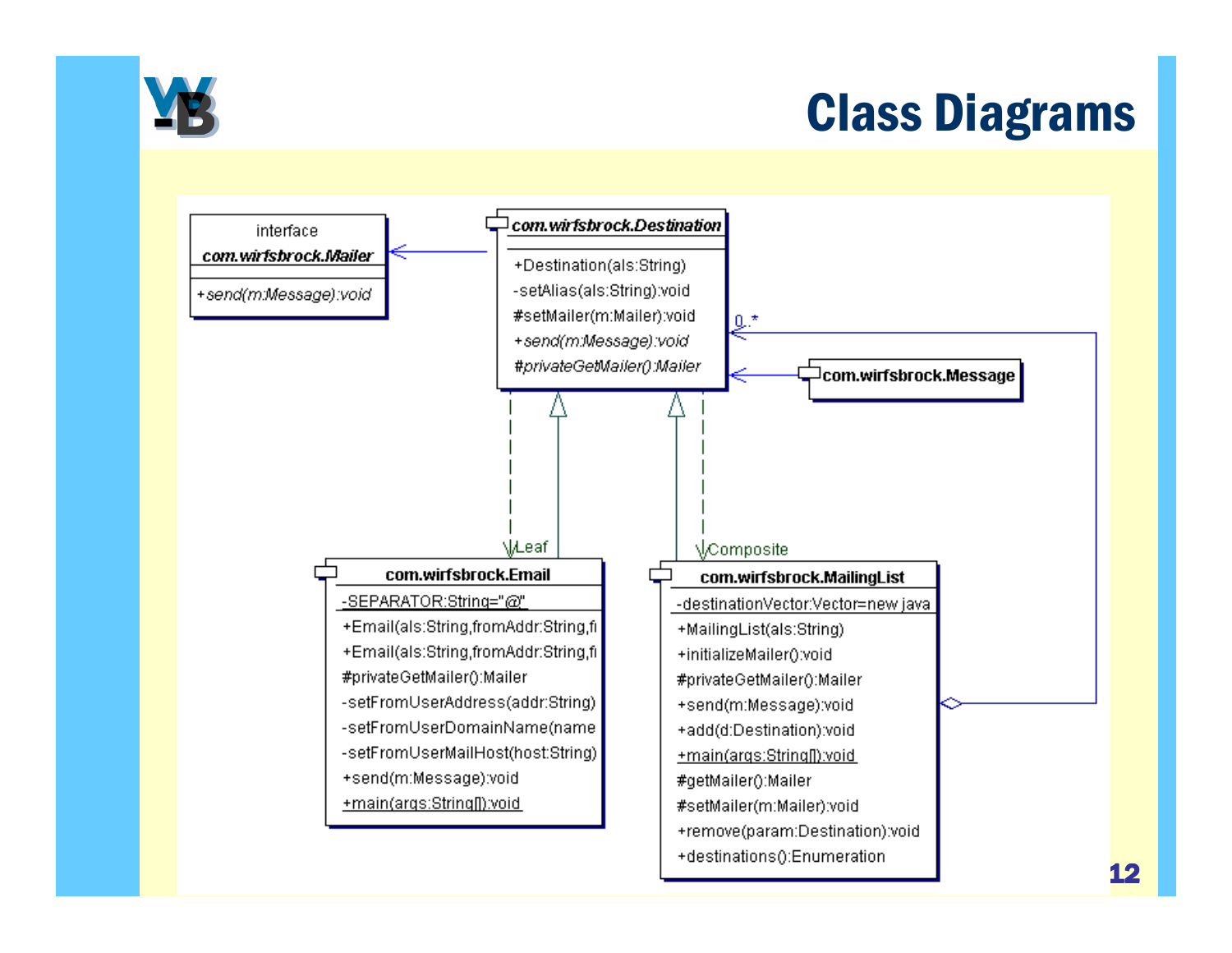# Class Diagrams

interface
*com.wirfsbrock.Mailer*

*+send(m:Message):void*

*com.wirfsbrock.Destination*

+Destination(als:String)
-setAlias(als:String):void
#setMailer(m:Mailer):void
*+send(m:Message):void*
*#privateGetMailer():Mailer*

0..*

com.wirfsbrock.Message

Leaf

Composite

**com.wirfsbrock.Email**

-SEPARATOR:String="@"

+Email(als:String,fromAddr:String,fi
+Email(als:String,fromAddr:String,fi
#privateGetMailer():Mailer
-setFromUserAddress(addr:String)
-setFromUserDomainName(name
-setFromUserMailHost(host:String)
+send(m:Message):void
+main(args:String[]):void

**com.wirfsbrock.MailingList**

-destinationVector:Vector=new java

+MailingList(als:String)
+initializeMailer():void
#privateGetMailer():Mailer
+send(m:Message):void
+add(d:Destination):void
+main(args:String[]):void
#getMailer():Mailer
#setMailer(m:Mailer):void
+remove(param:Destination):void
+destinations():Enumeration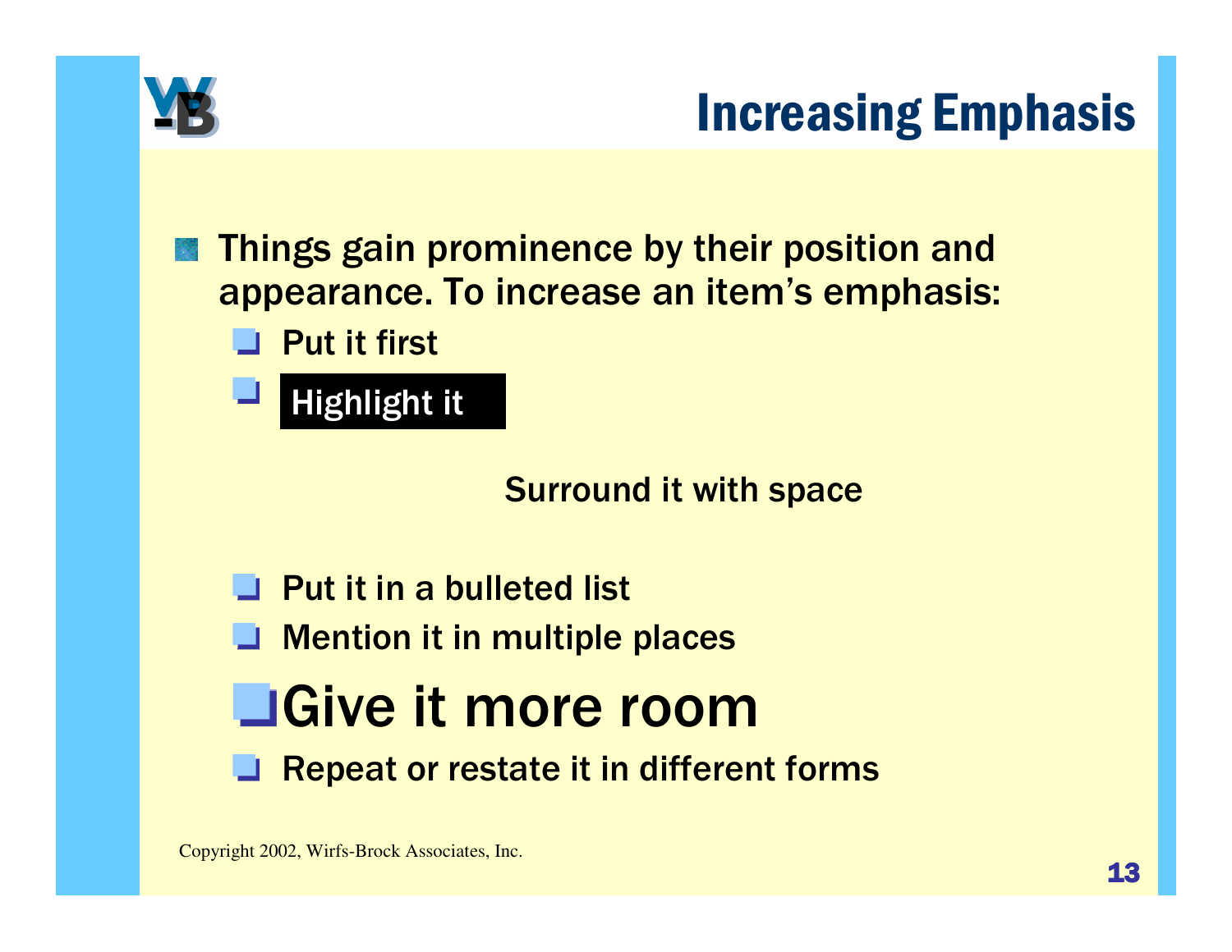# Increasing Emphasis

- Things gain prominence by their position and appearance. To increase an item's emphasis:
  - Put it first
  - **Highlight it**
  - Surround it with space
  - Put it in a bulleted list
  - Mention it in multiple places
  - Give it more room
  - Repeat or restate it in different forms

Copyright 2002, Wirfs-Brock Associates, Inc.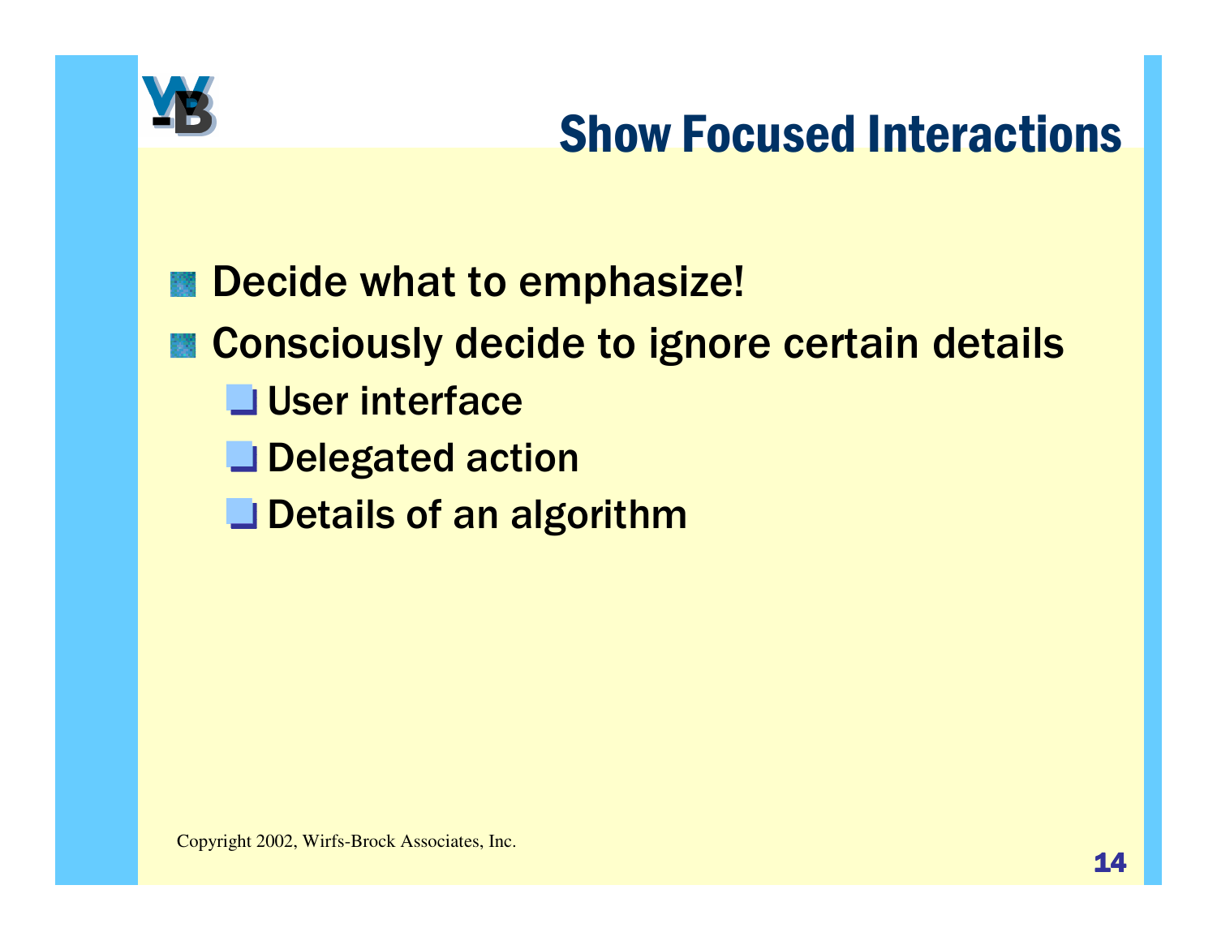# Show Focused Interactions

- Decide what to emphasize!
- Consciously decide to ignore certain details
  - User interface
  - Delegated action
  - Details of an algorithm

Copyright 2002, Wirfs-Brock Associates, Inc.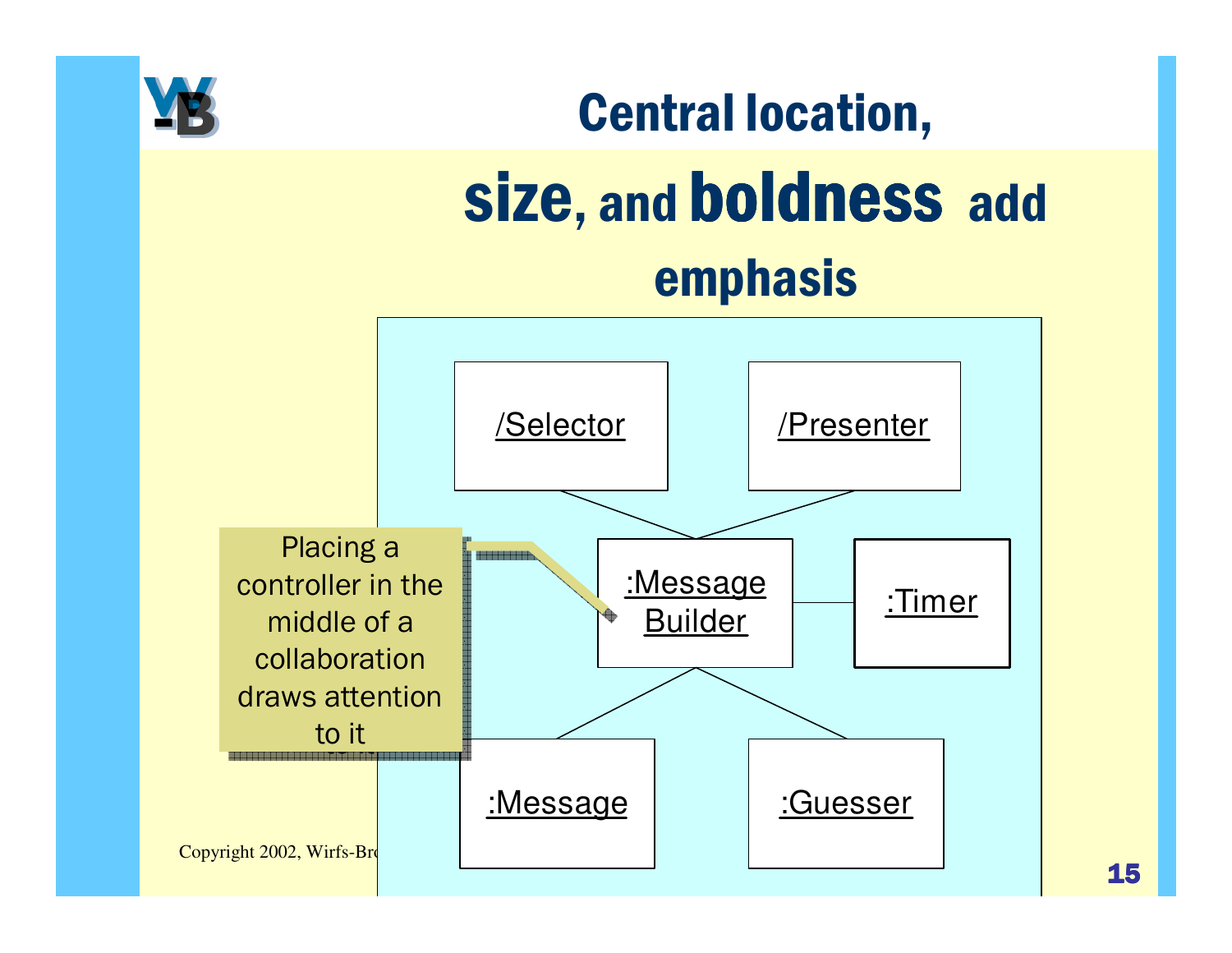# Central location, size, and boldness add emphasis

/Selector

/Presenter

:Message Builder

:Timer

:Message

:Guesser

Placing a controller in the middle of a collaboration draws attention to it

Copyright 2002, Wirfs-Br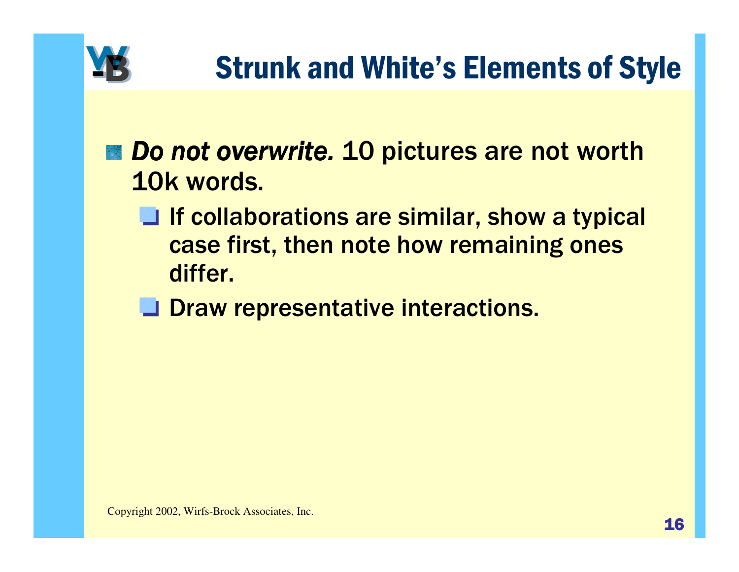# Strunk and White's Elements of Style

- *Do not overwrite.* 10 pictures are not worth 10k words.
  - If collaborations are similar, show a typical case first, then note how remaining ones differ.
  - Draw representative interactions.

Copyright 2002, Wirfs-Brock Associates, Inc.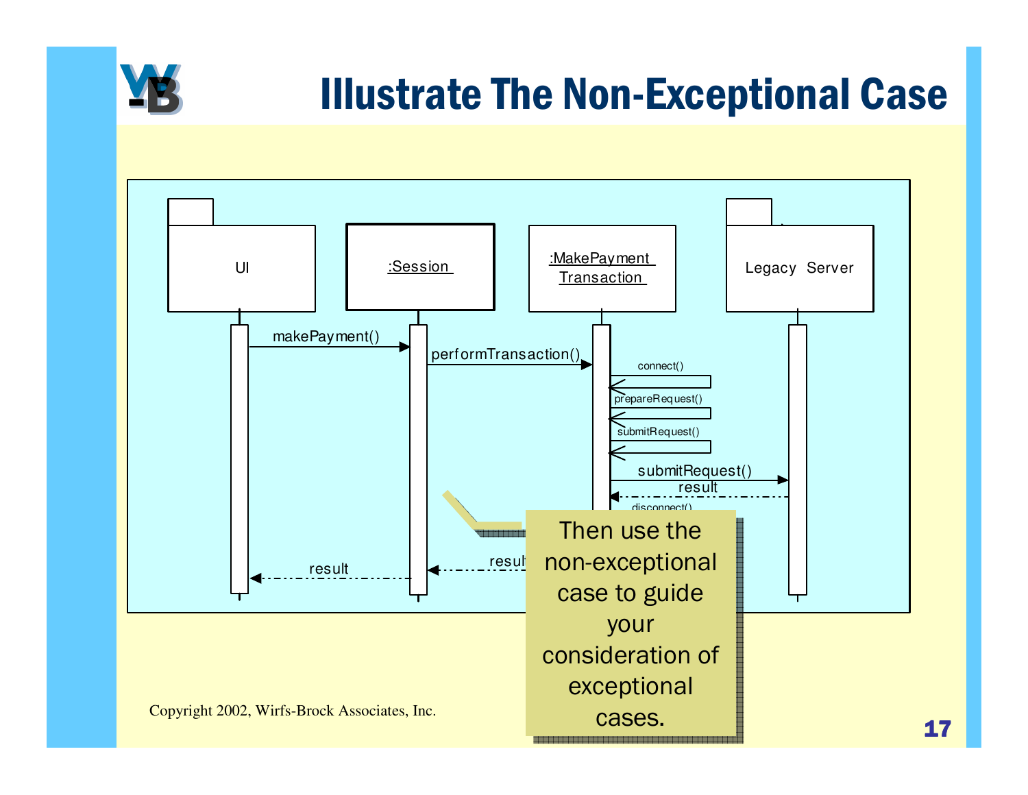# Illustrate The Non-Exceptional Case

UI

:Session

:MakePayment Transaction

Legacy Server

makePayment()

performTransaction()

connect()

prepareRequest()

submitRequest()

submitRequest()

result

disconnect()

result

result

Then use the non-exceptional case to guide your consideration of exceptional cases.

Copyright 2002, Wirfs-Brock Associates, Inc.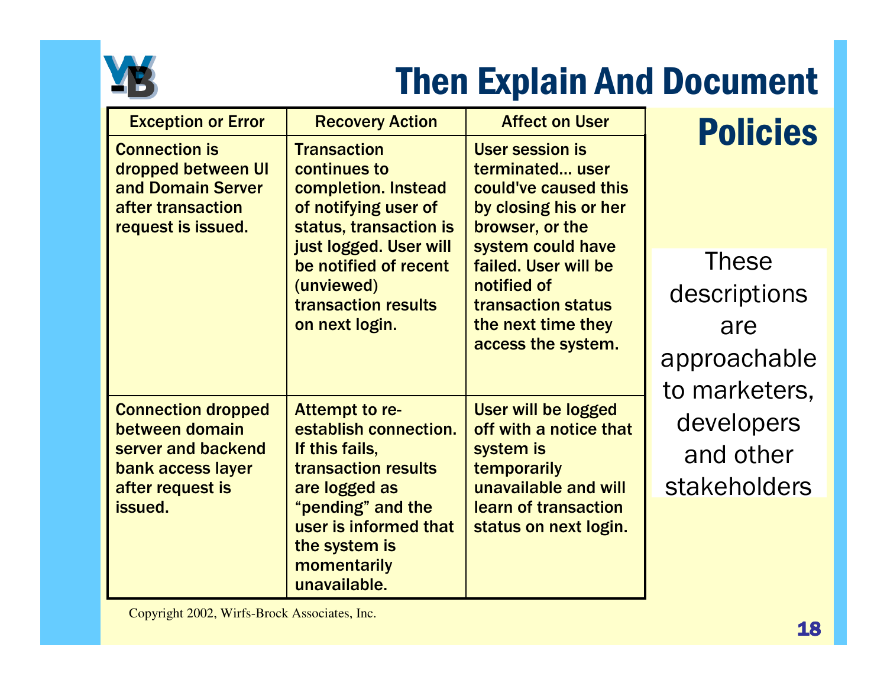# Then Explain And Document Policies

| Exception or Error | Recovery Action | Affect on User |
|---|---|---|
| Connection is dropped between UI and Domain Server after transaction request is issued. | Transaction continues to completion. Instead of notifying user of status, transaction is just logged. User will be notified of recent (unviewed) transaction results on next login. | User session is terminated… user could've caused this by closing his or her browser, or the system could have failed. User will be notified of transaction status the next time they access the system. |
| Connection dropped between domain server and backend bank access layer after request is issued. | Attempt to re-establish connection. If this fails, transaction results are logged as "pending" and the user is informed that the system is momentarily unavailable. | User will be logged off with a notice that system is temporarily unavailable and will learn of transaction status on next login. |

These descriptions are approachable to marketers, developers and other stakeholders

Copyright 2002, Wirfs-Brock Associates, Inc.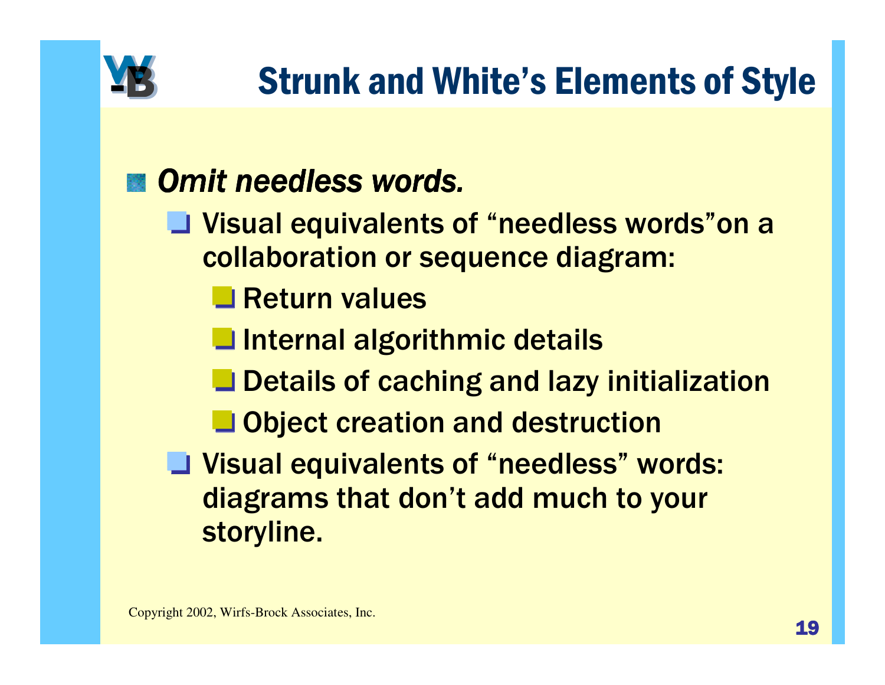# Strunk and White's Elements of Style

- *Omit needless words.*
  - Visual equivalents of "needless words"on a collaboration or sequence diagram:
    - Return values
    - Internal algorithmic details
    - Details of caching and lazy initialization
    - Object creation and destruction
  - Visual equivalents of "needless" words: diagrams that don't add much to your storyline.

Copyright 2002, Wirfs-Brock Associates, Inc.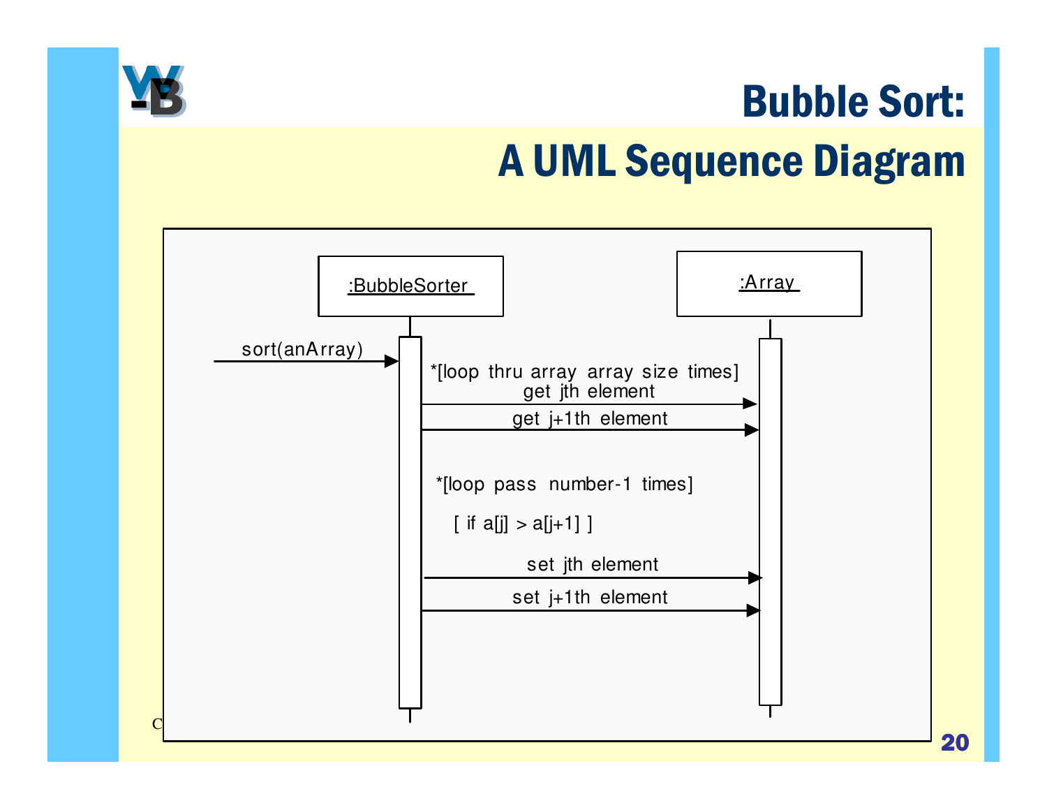# Bubble Sort:
## A UML Sequence Diagram

:BubbleSorter

:Array

sort(anArray)

*[loop thru array array size times]
get jth element

get j+1th element

*[loop pass number-1 times]

[ if a[j] > a[j+1] ]

set jth element

set j+1th element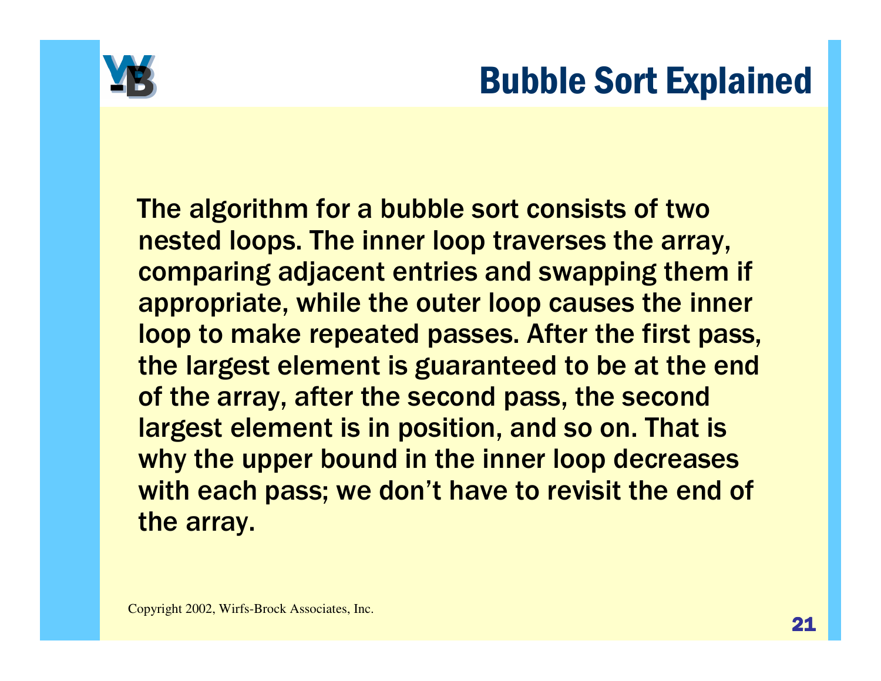# Bubble Sort Explained

The algorithm for a bubble sort consists of two nested loops. The inner loop traverses the array, comparing adjacent entries and swapping them if appropriate, while the outer loop causes the inner loop to make repeated passes. After the first pass, the largest element is guaranteed to be at the end of the array, after the second pass, the second largest element is in position, and so on. That is why the upper bound in the inner loop decreases with each pass; we don't have to revisit the end of the array.

Copyright 2002, Wirfs-Brock Associates, Inc.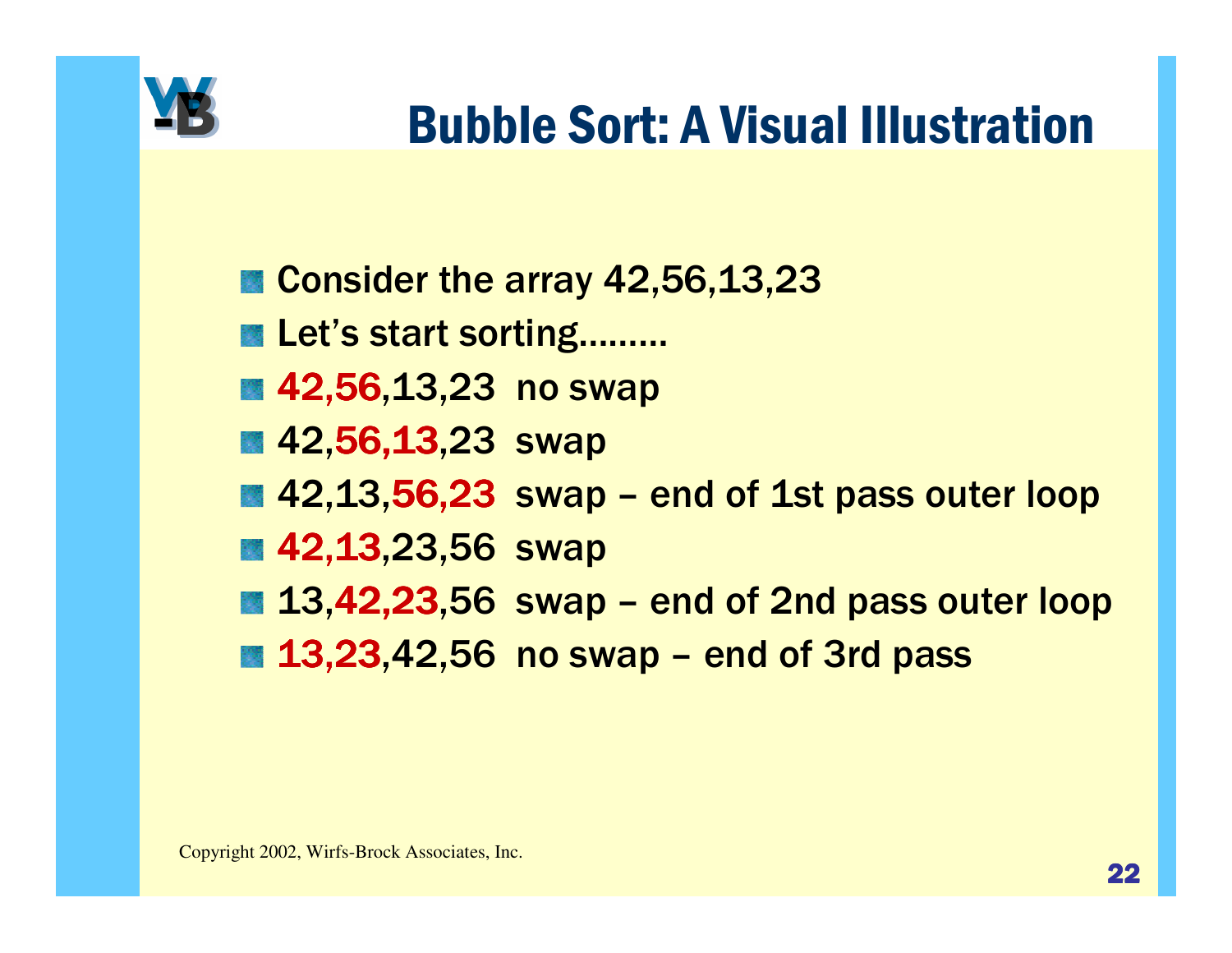# Bubble Sort: A Visual Illustration

- Consider the array 42,56,13,23
- Let's start sorting………
- **42,56**,13,23 no swap
- 42,**56,13**,23 swap
- 42,13,**56,23** swap – end of 1st pass outer loop
- **42,13**,23,56 swap
- 13,**42,23**,56 swap – end of 2nd pass outer loop
- **13,23**,42,56 no swap – end of 3rd pass

Copyright 2002, Wirfs-Brock Associates, Inc.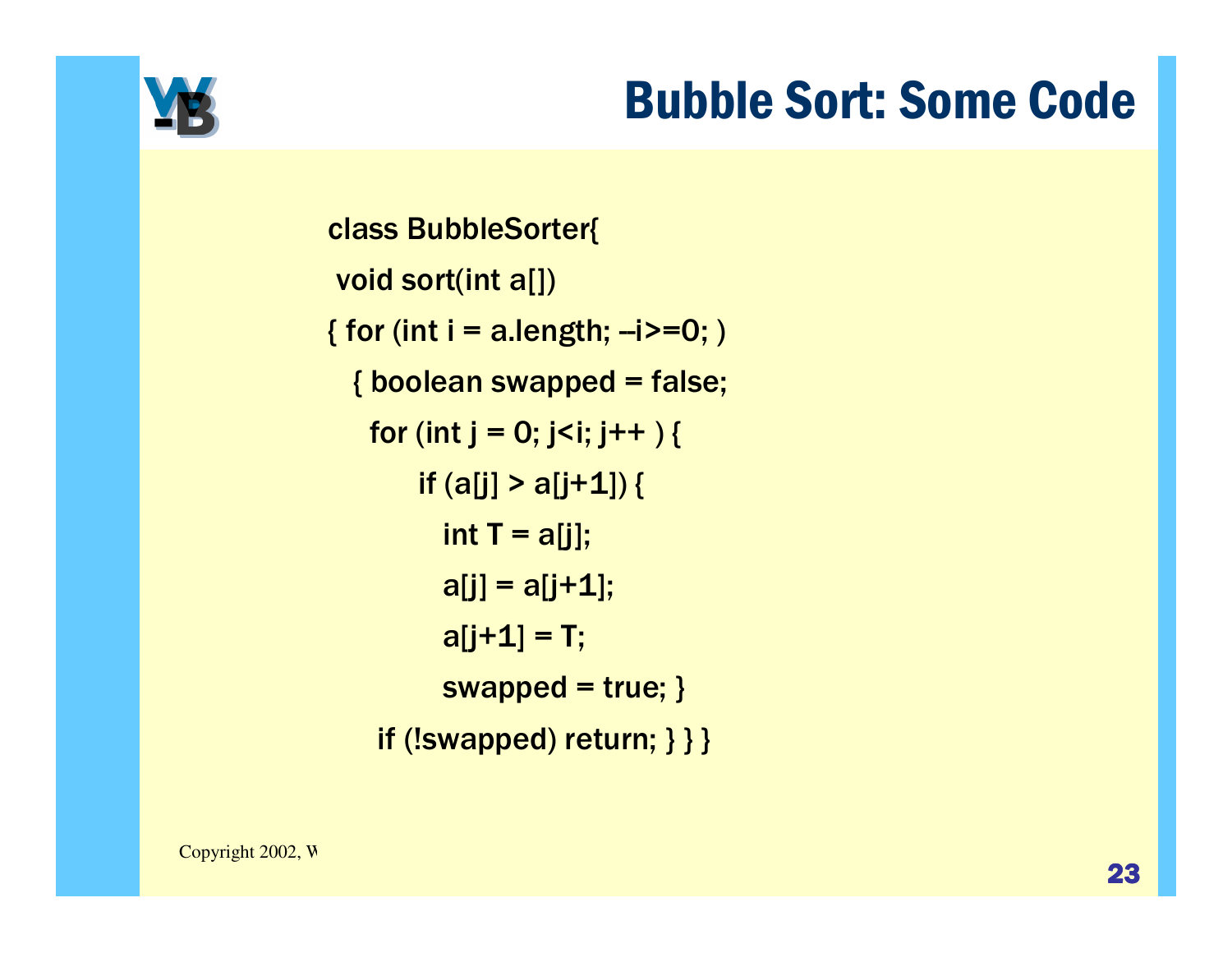# Bubble Sort: Some Code

```
class BubbleSorter{
 void sort(int a[])
{ for (int i = a.length; --i>=0; )
  { boolean swapped = false;
    for (int j = 0; j<i; j++ ) {
         if (a[j] > a[j+1]) {
            int T = a[j];
            a[j] = a[j+1];
            a[j+1] = T;
            swapped = true; }
     if (!swapped) return; } } }
```

Copyright 2002, W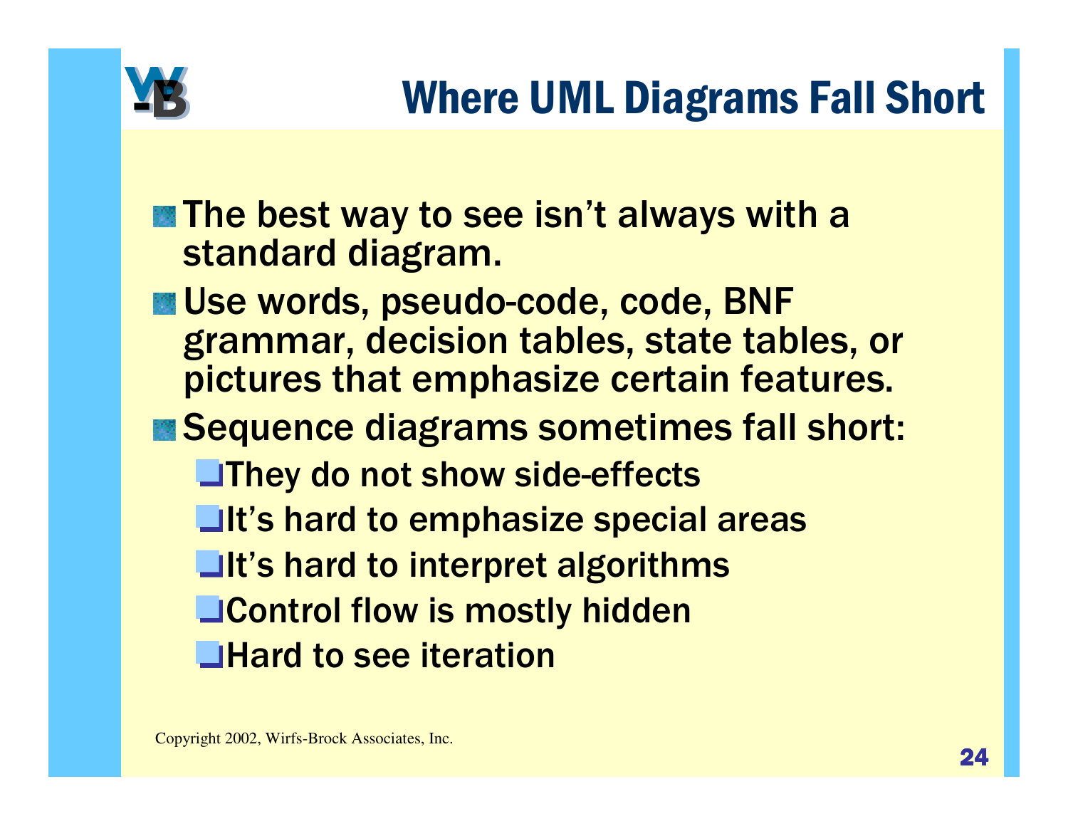# Where UML Diagrams Fall Short

- The best way to see isn't always with a standard diagram.
- Use words, pseudo-code, code, BNF grammar, decision tables, state tables, or pictures that emphasize certain features.
- Sequence diagrams sometimes fall short:
  - They do not show side-effects
  - It's hard to emphasize special areas
  - It's hard to interpret algorithms
  - Control flow is mostly hidden
  - Hard to see iteration

Copyright 2002, Wirfs-Brock Associates, Inc.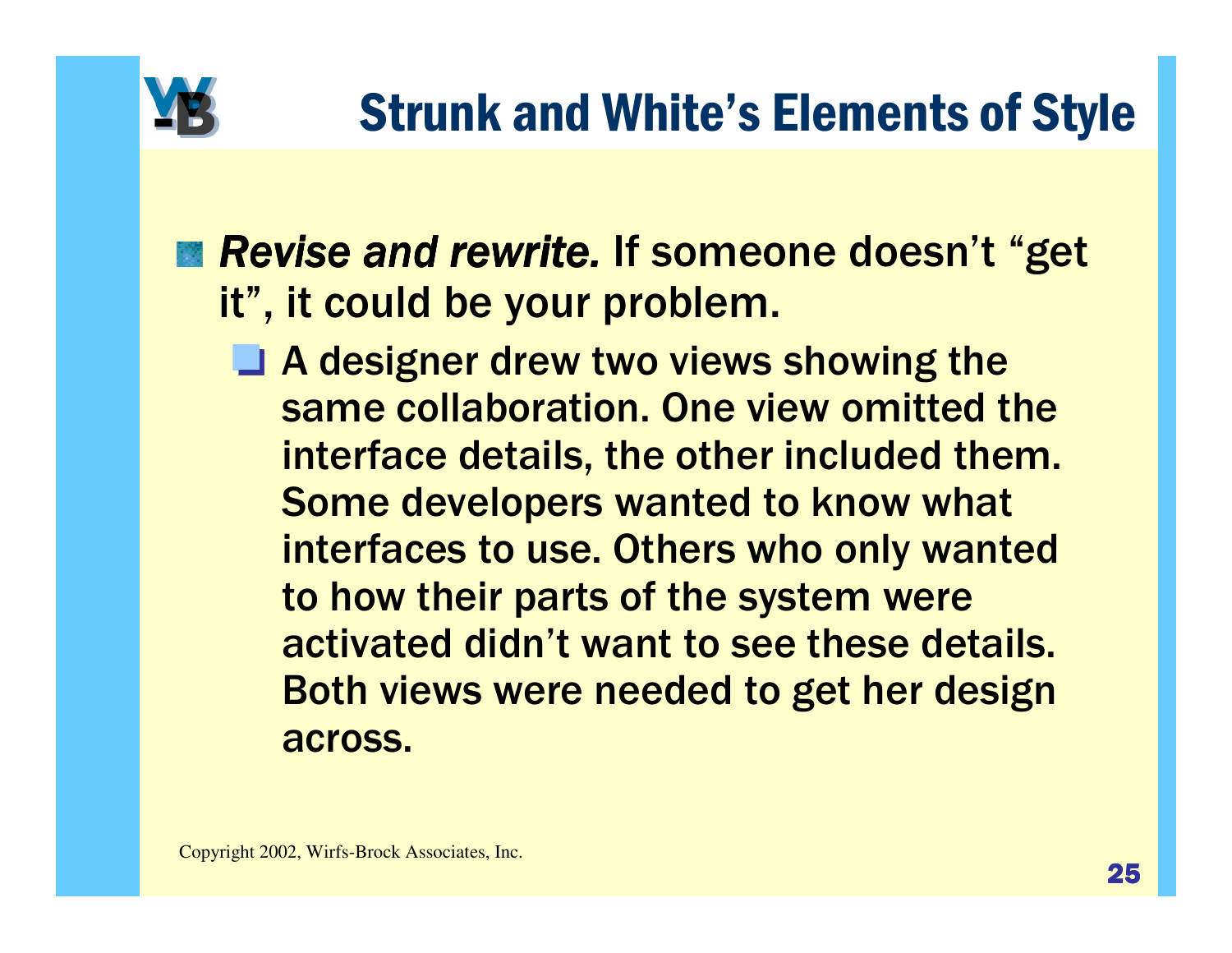# Strunk and White's Elements of Style

- *Revise and rewrite.* If someone doesn't "get it", it could be your problem.
  - A designer drew two views showing the same collaboration. One view omitted the interface details, the other included them. Some developers wanted to know what interfaces to use. Others who only wanted to how their parts of the system were activated didn't want to see these details. Both views were needed to get her design across.

Copyright 2002, Wirfs-Brock Associates, Inc.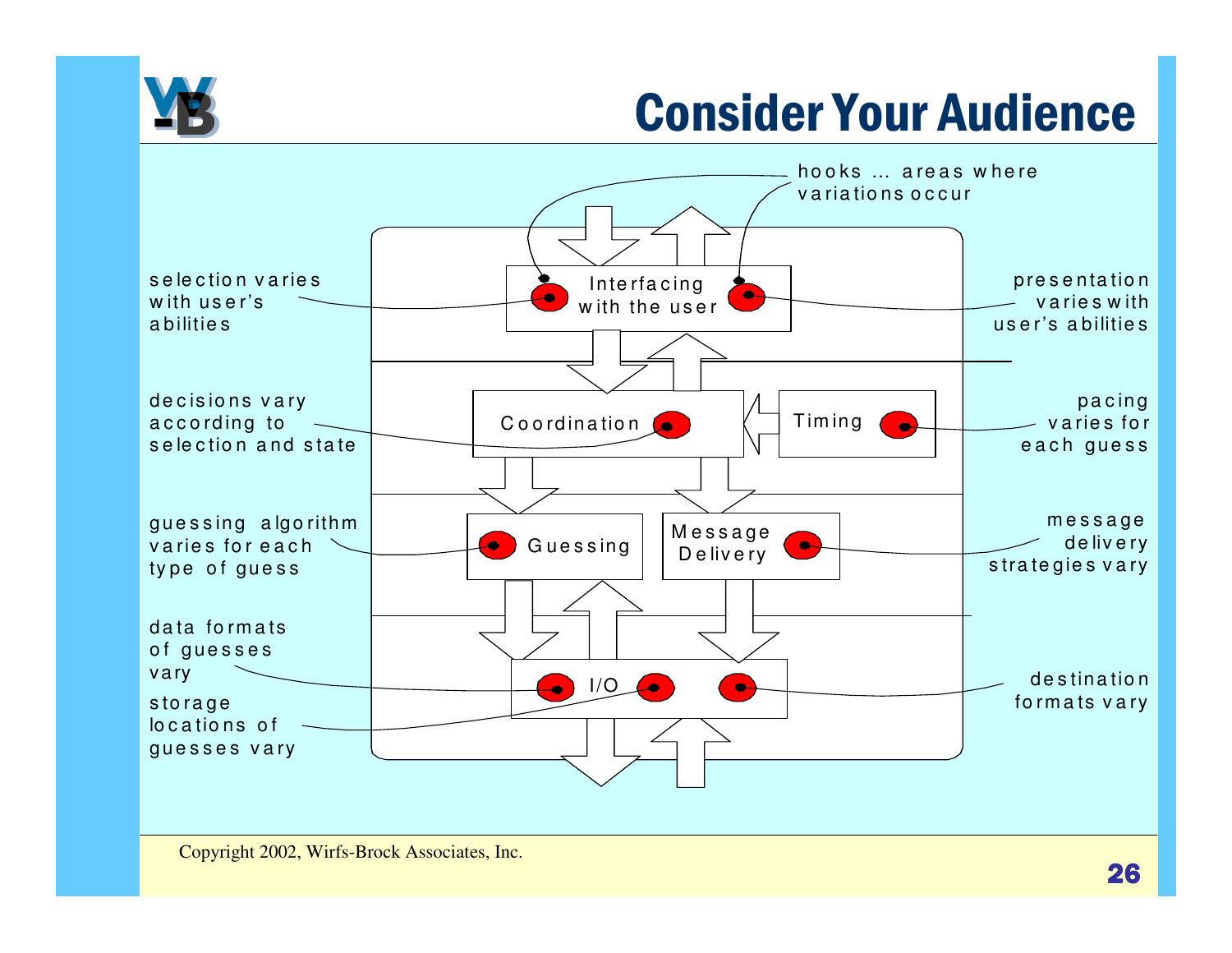# Consider Your Audience

hooks ... areas where variations occur

Interfacing with the user

Coordination

Timing

Guessing

Message Delivery

I/O

selection varies with user's abilities

presentation varies with user's abilities

decisions vary according to selection and state

pacing varies for each guess

guessing algorithm varies for each type of guess

message delivery strategies vary

data formats of guesses vary

storage locations of guesses vary

destination formats vary

Copyright 2002, Wirfs-Brock Associates, Inc.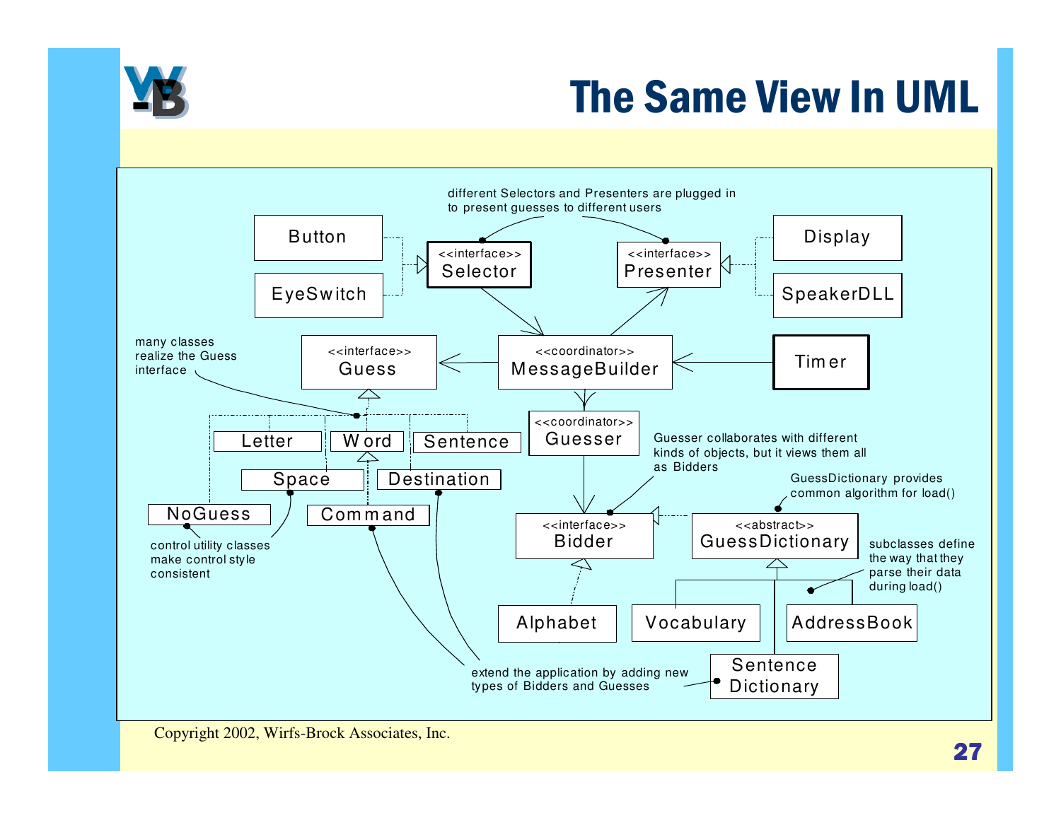# The Same View In UML

different Selectors and Presenters are plugged in to present guesses to different users

Button

EyeSwitch

<<interface>>
Selector

<<interface>>
Presenter

Display

SpeakerDLL

many classes realize the Guess interface

<<interface>>
Guess

<<coordinator>>
MessageBuilder

Timer

Letter

Word

Sentence

Space

Destination

NoGuess

Command

<<coordinator>>
Guesser

Guesser collaborates with different kinds of objects, but it views them all as Bidders

GuessDictionary provides common algorithm for load()

control utility classes make control style consistent

<<interface>>
Bidder

<<abstract>>
GuessDictionary

subclasses define the way that they parse their data during load()

Alphabet

Vocabulary

AddressBook

extend the application by adding new types of Bidders and Guesses

Sentence Dictionary

Copyright 2002, Wirfs-Brock Associates, Inc.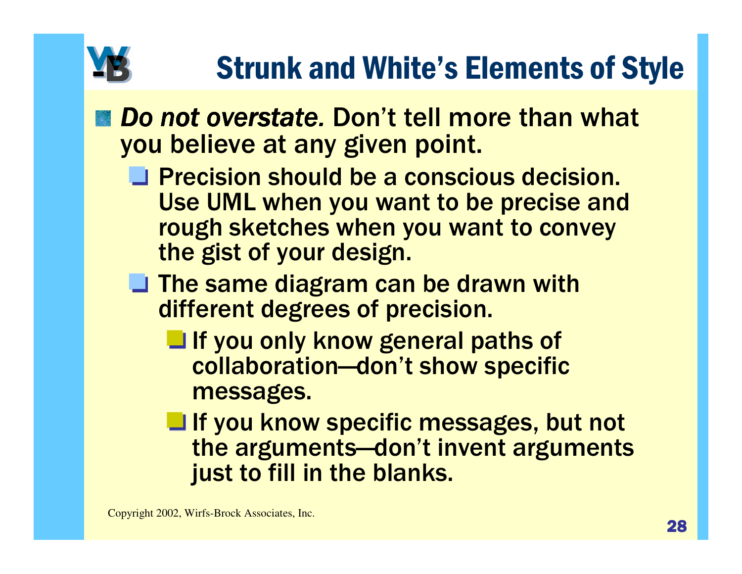# Strunk and White's Elements of Style

- *Do not overstate.* Don't tell more than what you believe at any given point.
  - Precision should be a conscious decision. Use UML when you want to be precise and rough sketches when you want to convey the gist of your design.
  - The same diagram can be drawn with different degrees of precision.
    - If you only know general paths of collaboration—don't show specific messages.
    - If you know specific messages, but not the arguments—don't invent arguments just to fill in the blanks.

Copyright 2002, Wirfs-Brock Associates, Inc.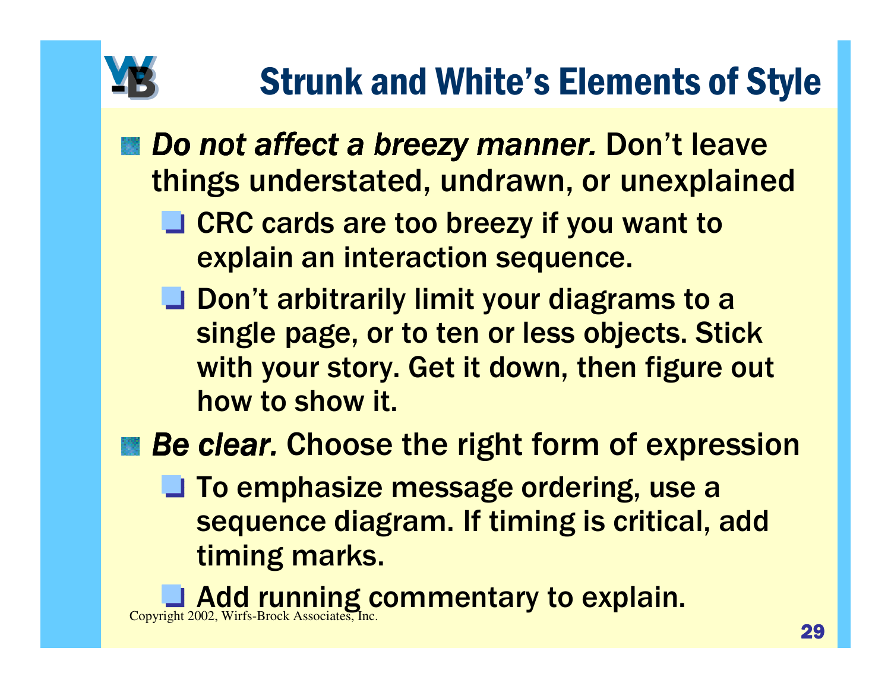# Strunk and White's Elements of Style

- *Do not affect a breezy manner.* Don't leave things understated, undrawn, or unexplained
  - CRC cards are too breezy if you want to explain an interaction sequence.
  - Don't arbitrarily limit your diagrams to a single page, or to ten or less objects. Stick with your story. Get it down, then figure out how to show it.
- *Be clear.* Choose the right form of expression
  - To emphasize message ordering, use a sequence diagram. If timing is critical, add timing marks.
  - Add running commentary to explain.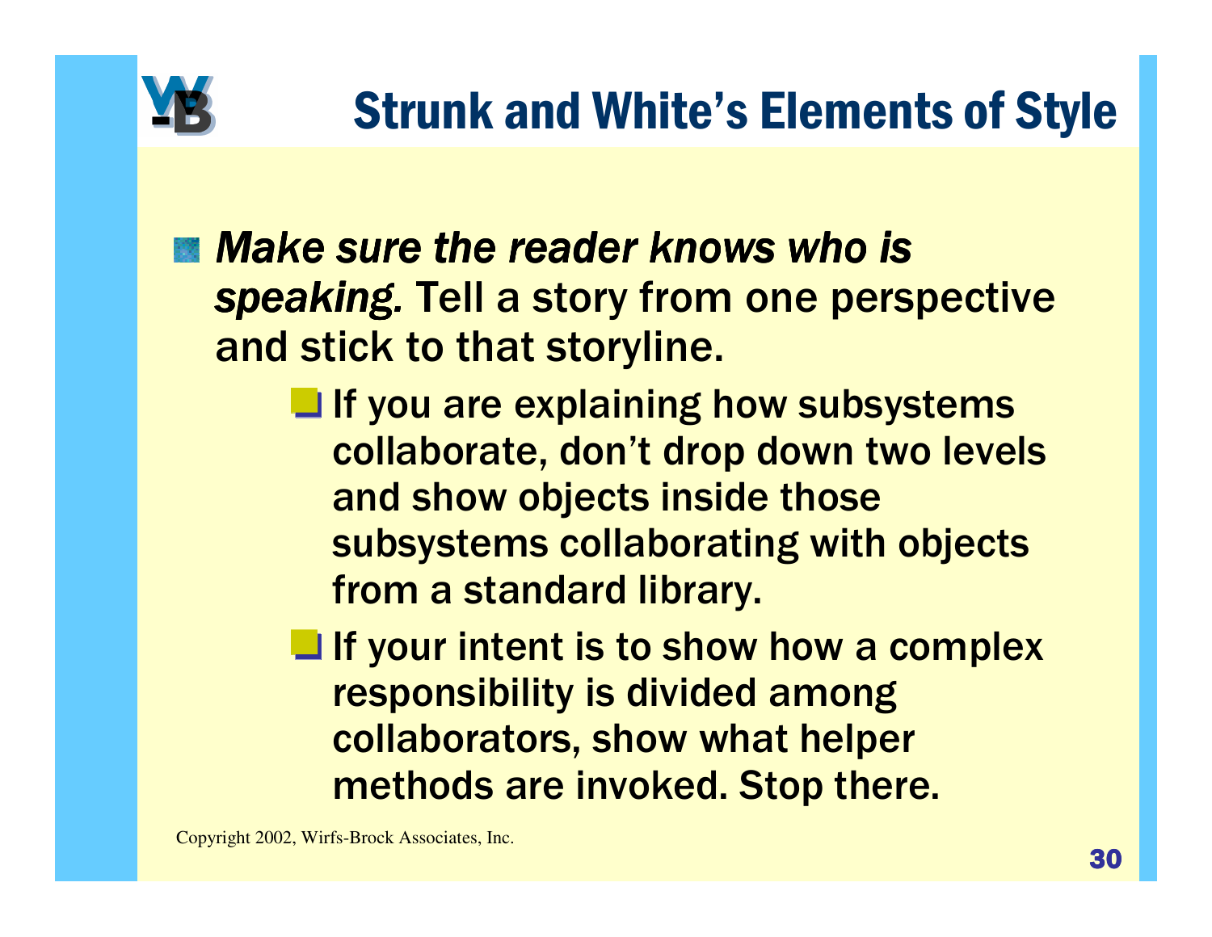# Strunk and White's Elements of Style

- *Make sure the reader knows who is speaking.* Tell a story from one perspective and stick to that storyline.
  - If you are explaining how subsystems collaborate, don't drop down two levels and show objects inside those subsystems collaborating with objects from a standard library.
  - If your intent is to show how a complex responsibility is divided among collaborators, show what helper methods are invoked. Stop there.

Copyright 2002, Wirfs-Brock Associates, Inc.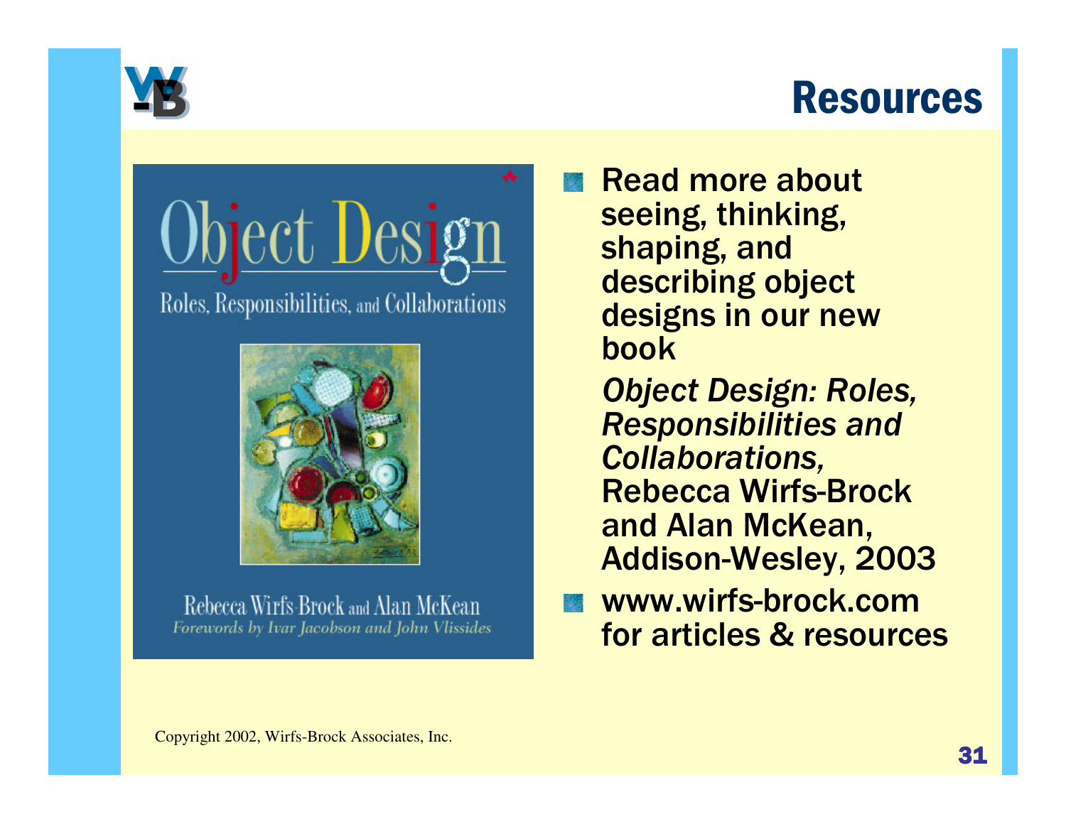# Resources

Object Design

Roles, Responsibilities, and Collaborations

Rebecca Wirfs-Brock and Alan McKean

*Forewords by Ivar Jacobson and John Vlissides*

- Read more about seeing, thinking, shaping, and describing object designs in our new book

  *Object Design: Roles, Responsibilities and Collaborations,* Rebecca Wirfs-Brock and Alan McKean, Addison-Wesley, 2003

- www.wirfs-brock.com for articles & resources

Copyright 2002, Wirfs-Brock Associates, Inc.